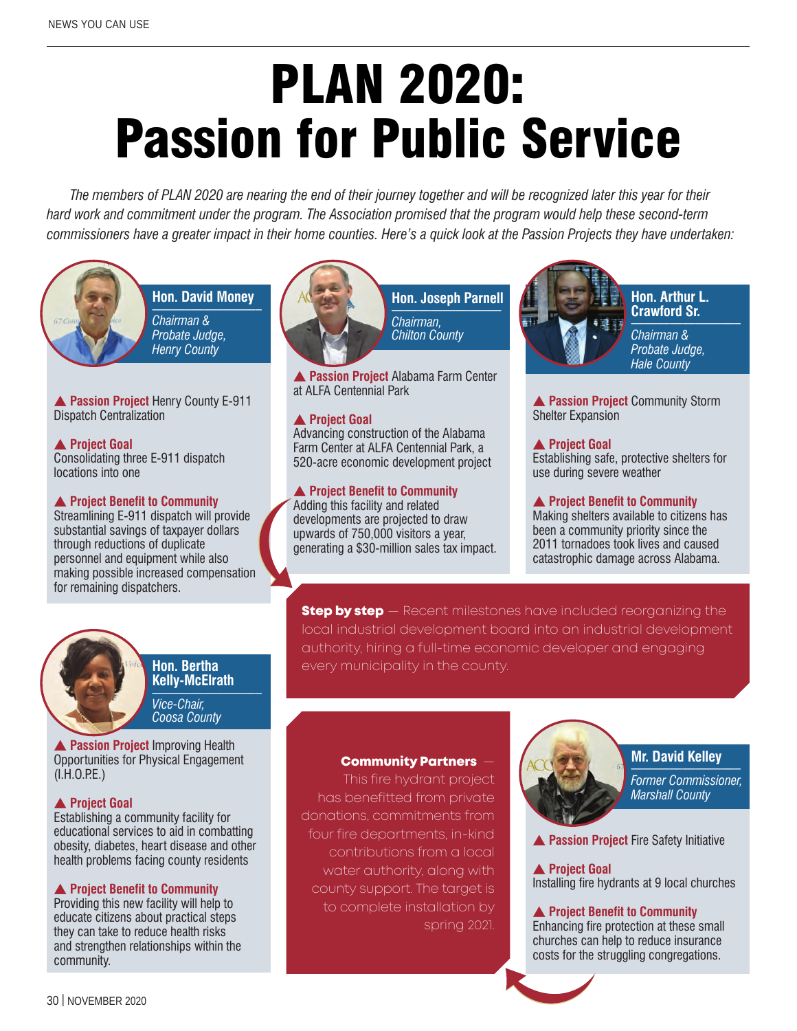# PLAN 2020: Passion for Public Service

*The members of PLAN 2020 are nearing the end of their journey together and will be recognized later this year for their hard work and commitment under the program. The Association promised that the program would help these second-term commissioners have a greater impact in their home counties. Here's a quick look at the Passion Projects they have undertaken:*

## Hon. David Money

*Chairman & Probate Judge, Henry County*

**▲ Passion Project** Henry County E-911 Dispatch Centralization

**▲ Project Goal**
Consolidating three E-911 dispatch locations into one

**▲ Project Benefit to Community**
Streamlining E-911 dispatch will provide substantial savings of taxpayer dollars through reductions of duplicate personnel and equipment while also making possible increased compensation for remaining dispatchers.

## Hon. Joseph Parnell

*Chairman, Chilton County*

**▲ Passion Project** Alabama Farm Center at ALFA Centennial Park

**▲ Project Goal**
Advancing construction of the Alabama Farm Center at ALFA Centennial Park, a 520-acre economic development project

**▲ Project Benefit to Community**
Adding this facility and related developments are projected to draw upwards of 750,000 visitors a year, generating a $30-million sales tax impact.

**Step by step** — Recent milestones have included reorganizing the local industrial development board into an industrial development authority, hiring a full-time economic developer and engaging every municipality in the county.

## Hon. Arthur L. Crawford Sr.

*Chairman & Probate Judge, Hale County*

**▲ Passion Project** Community Storm Shelter Expansion

**▲ Project Goal**
Establishing safe, protective shelters for use during severe weather

**▲ Project Benefit to Community**
Making shelters available to citizens has been a community priority since the 2011 tornadoes took lives and caused catastrophic damage across Alabama.

## Hon. Bertha Kelly-McElrath

*Vice-Chair, Coosa County*

**▲ Passion Project** Improving Health Opportunities for Physical Engagement (I.H.O.P.E.)

**▲ Project Goal**
Establishing a community facility for educational services to aid in combatting obesity, diabetes, heart disease and other health problems facing county residents

**▲ Project Benefit to Community**
Providing this new facility will help to educate citizens about practical steps they can take to reduce health risks and strengthen relationships within the community.

## Mr. David Kelley

*Former Commissioner, Marshall County*

**▲ Passion Project** Fire Safety Initiative

**▲ Project Goal**
Installing fire hydrants at 9 local churches

**▲ Project Benefit to Community**
Enhancing fire protection at these small churches can help to reduce insurance costs for the struggling congregations.

**Community Partners** — This fire hydrant project has benefitted from private donations, commitments from four fire departments, in-kind contributions from a local water authority, along with county support. The target is to complete installation by spring 2021.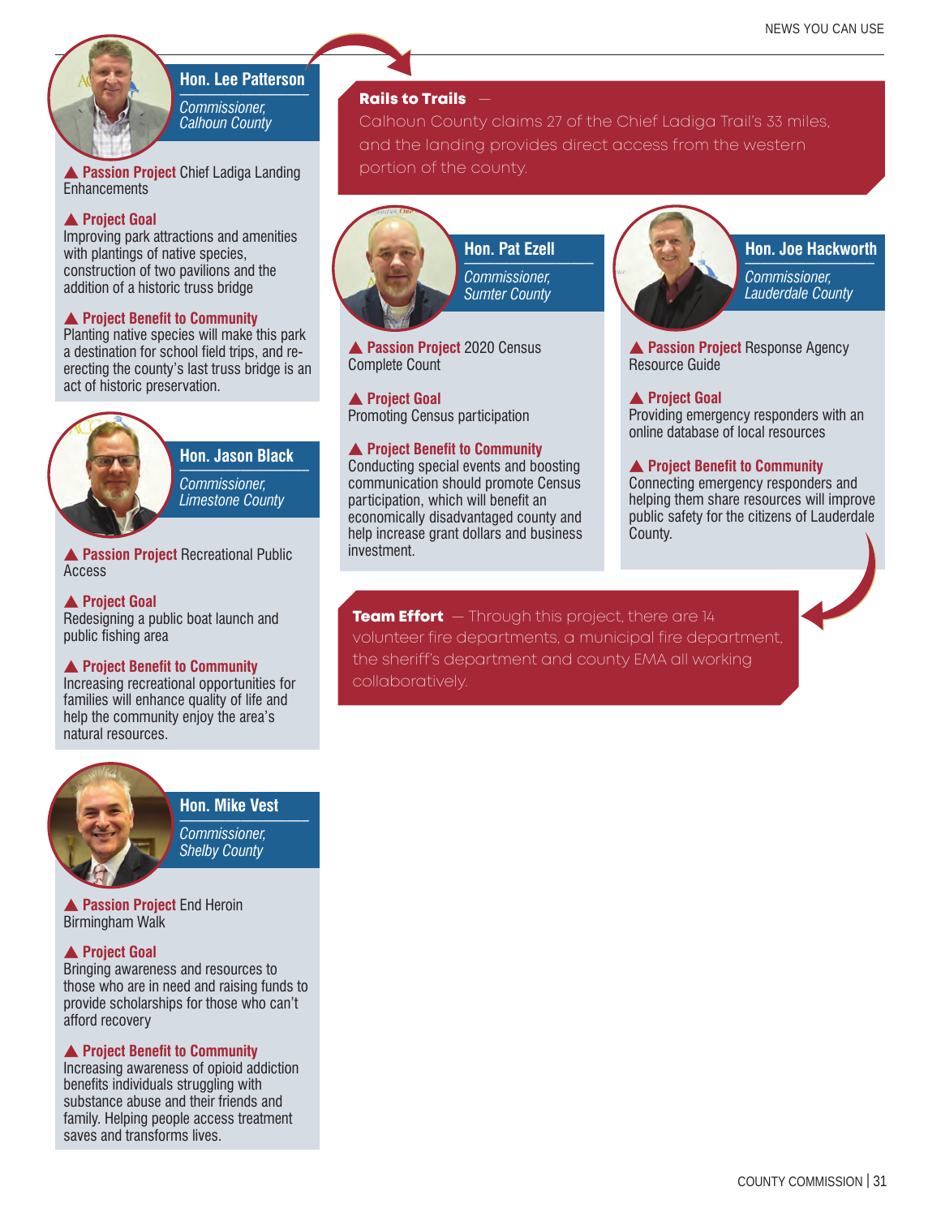## Hon. Lee Patterson

*Commissioner, Calhoun County*

▲ **Passion Project** Chief Ladiga Landing Enhancements

▲ **Project Goal**
Improving park attractions and amenities with plantings of native species, construction of two pavilions and the addition of a historic truss bridge

▲ **Project Benefit to Community**
Planting native species will make this park a destination for school field trips, and re-erecting the county's last truss bridge is an act of historic preservation.

**Rails to Trails** — Calhoun County claims 27 of the Chief Ladiga Trail's 33 miles, and the landing provides direct access from the western portion of the county.

## Hon. Jason Black

*Commissioner, Limestone County*

▲ **Passion Project** Recreational Public Access

▲ **Project Goal**
Redesigning a public boat launch and public fishing area

▲ **Project Benefit to Community**
Increasing recreational opportunities for families will enhance quality of life and help the community enjoy the area's natural resources.

## Hon. Mike Vest

*Commissioner, Shelby County*

▲ **Passion Project** End Heroin Birmingham Walk

▲ **Project Goal**
Bringing awareness and resources to those who are in need and raising funds to provide scholarships for those who can't afford recovery

▲ **Project Benefit to Community**
Increasing awareness of opioid addiction benefits individuals struggling with substance abuse and their friends and family. Helping people access treatment saves and transforms lives.

## Hon. Pat Ezell

*Commissioner, Sumter County*

▲ **Passion Project** 2020 Census Complete Count

▲ **Project Goal**
Promoting Census participation

▲ **Project Benefit to Community**
Conducting special events and boosting communication should promote Census participation, which will benefit an economically disadvantaged county and help increase grant dollars and business investment.

## Hon. Joe Hackworth

*Commissioner, Lauderdale County*

▲ **Passion Project** Response Agency Resource Guide

▲ **Project Goal**
Providing emergency responders with an online database of local resources

▲ **Project Benefit to Community**
Connecting emergency responders and helping them share resources will improve public safety for the citizens of Lauderdale County.

**Team Effort** — Through this project, there are 14 volunteer fire departments, a municipal fire department, the sheriff's department and county EMA all working collaboratively.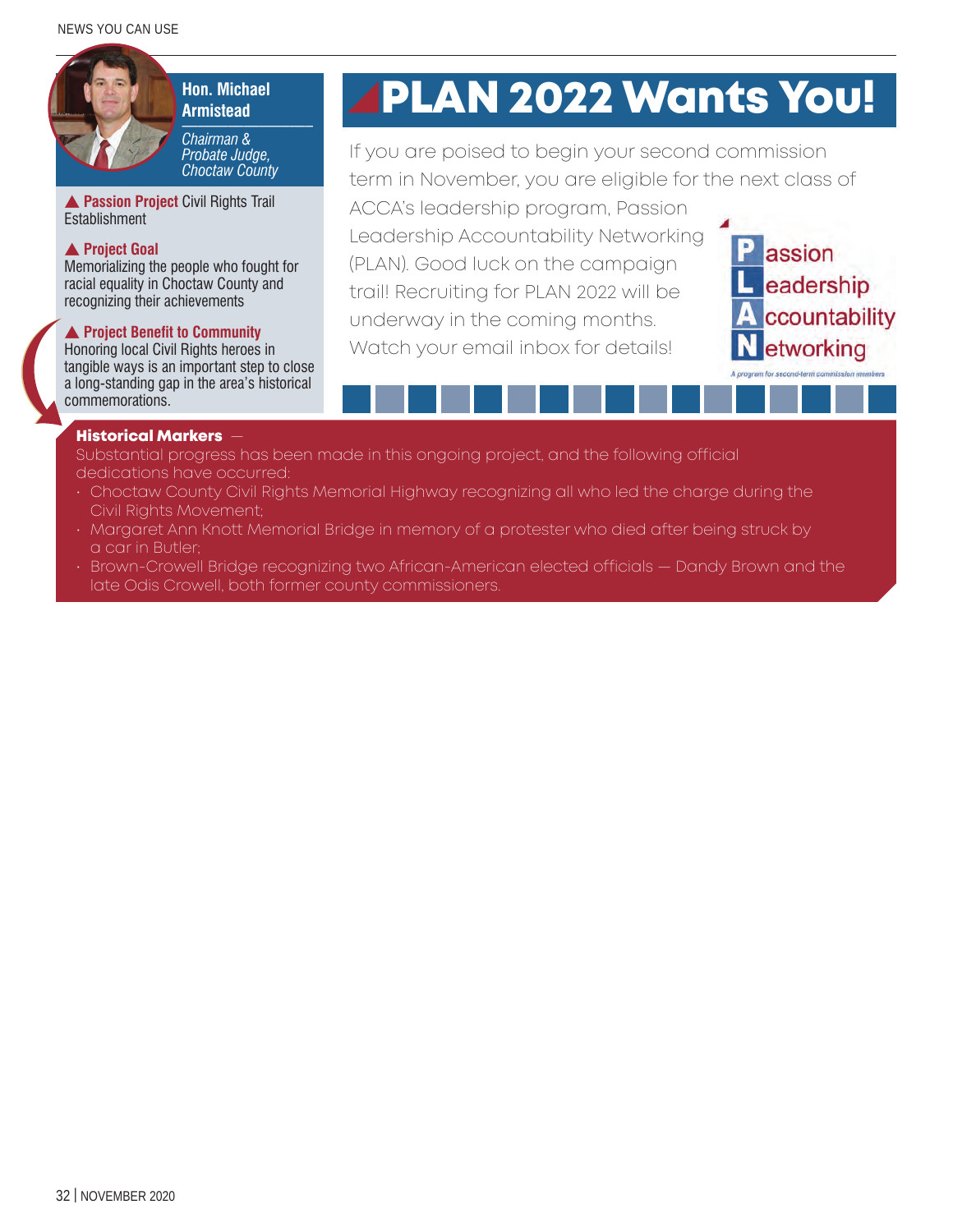**Hon. Michael Armistead**

*Chairman & Probate Judge, Choctaw County*

▲ **Passion Project** Civil Rights Trail Establishment

▲ **Project Goal**
Memorializing the people who fought for racial equality in Choctaw County and recognizing their achievements

▲ **Project Benefit to Community**
Honoring local Civil Rights heroes in tangible ways is an important step to close a long-standing gap in the area's historical commemorations.

**Historical Markers** —
Substantial progress has been made in this ongoing project, and the following official dedications have occurred:

- Choctaw County Civil Rights Memorial Highway recognizing all who led the charge during the Civil Rights Movement;
- Margaret Ann Knott Memorial Bridge in memory of a protester who died after being struck by a car in Butler;
- Brown-Crowell Bridge recognizing two African-American elected officials — Dandy Brown and the late Odis Crowell, both former county commissioners.

# PLAN 2022 Wants You!

If you are poised to begin your second commission term in November, you are eligible for the next class of ACCA's leadership program, Passion Leadership Accountability Networking (PLAN). Good luck on the campaign trail! Recruiting for PLAN 2022 will be underway in the coming months. Watch your email inbox for details!

**P**assion
**L**eadership
**A**ccountability
**N**etworking

*A program for second-term commission members*